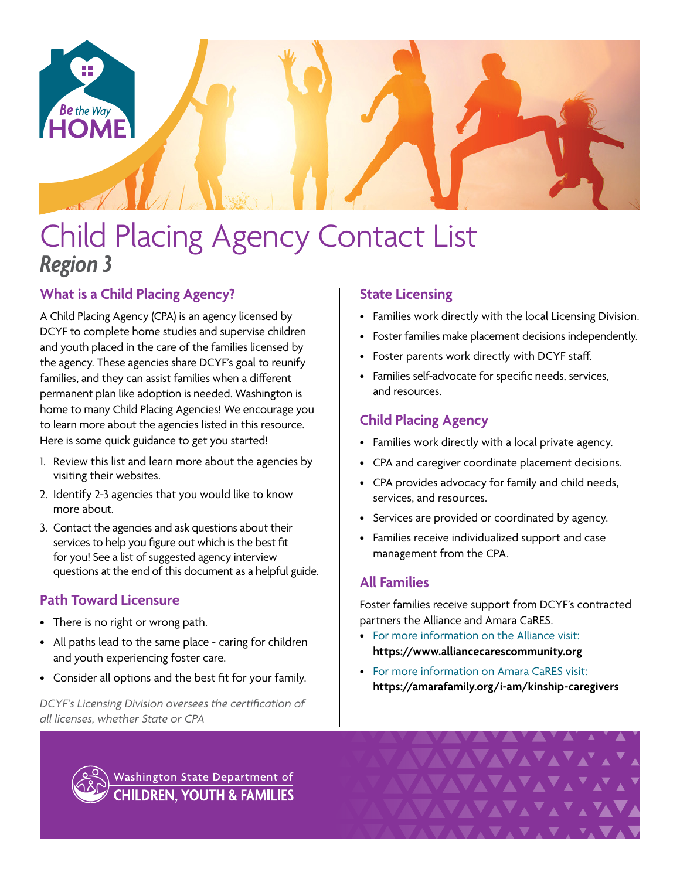# Child Placing Agency Contact List

## *Region 3*

### What is a Child Placing Agency?

A Child Placing Agency (CPA) is an agency licensed by DCYF to complete home studies and supervise children and youth placed in the care of the families licensed by the agency. These agencies share DCYF's goal to reunify families, and they can assist families when a different permanent plan like adoption is needed. Washington is home to many Child Placing Agencies! We encourage you to learn more about the agencies listed in this resource. Here is some quick guidance to get you started!

1. Review this list and learn more about the agencies by visiting their websites.
2. Identify 2-3 agencies that you would like to know more about.
3. Contact the agencies and ask questions about their services to help you figure out which is the best fit for you! See a list of suggested agency interview questions at the end of this document as a helpful guide.

### Path Toward Licensure

- There is no right or wrong path.
- All paths lead to the same place - caring for children and youth experiencing foster care.
- Consider all options and the best fit for your family.

*DCYF's Licensing Division oversees the certification of all licenses, whether State or CPA*

### State Licensing

- Families work directly with the local Licensing Division.
- Foster families make placement decisions independently.
- Foster parents work directly with DCYF staff.
- Families self-advocate for specific needs, services, and resources.

### Child Placing Agency

- Families work directly with a local private agency.
- CPA and caregiver coordinate placement decisions.
- CPA provides advocacy for family and child needs, services, and resources.
- Services are provided or coordinated by agency.
- Families receive individualized support and case management from the CPA.

### All Families

Foster families receive support from DCYF's contracted partners the Alliance and Amara CaRES.

- For more information on the Alliance visit: **https://www.alliancecarescommunity.org**
- For more information on Amara CaRES visit: **https://amarafamily.org/i-am/kinship-caregivers**

Washington State Department of CHILDREN, YOUTH & FAMILIES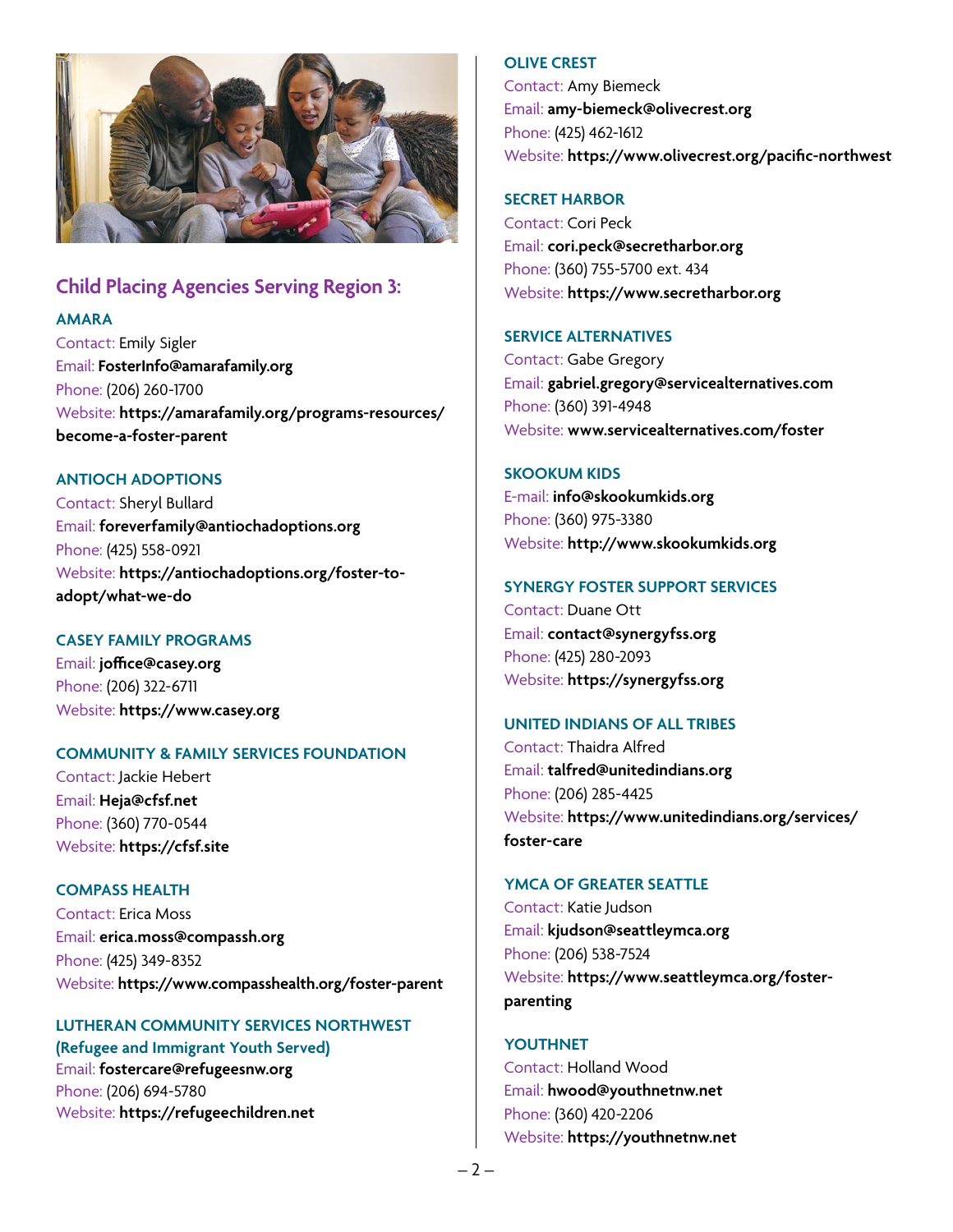## Child Placing Agencies Serving Region 3:

### AMARA

Contact: Emily Sigler
Email: **FosterInfo@amarafamily.org**
Phone: (206) 260-1700
Website: **https://amarafamily.org/programs-resources/become-a-foster-parent**

### ANTIOCH ADOPTIONS

Contact: Sheryl Bullard
Email: **foreverfamily@antiochadoptions.org**
Phone: (425) 558-0921
Website: **https://antiochadoptions.org/foster-to-adopt/what-we-do**

### CASEY FAMILY PROGRAMS

Email: **joffice@casey.org**
Phone: (206) 322-6711
Website: **https://www.casey.org**

### COMMUNITY & FAMILY SERVICES FOUNDATION

Contact: Jackie Hebert
Email: **Heja@cfsf.net**
Phone: (360) 770-0544
Website: **https://cfsf.site**

### COMPASS HEALTH

Contact: Erica Moss
Email: **erica.moss@compassh.org**
Phone: (425) 349-8352
Website: **https://www.compasshealth.org/foster-parent**

### LUTHERAN COMMUNITY SERVICES NORTHWEST (Refugee and Immigrant Youth Served)

Email: **fostercare@refugeesnw.org**
Phone: (206) 694-5780
Website: **https://refugeechildren.net**

### OLIVE CREST

Contact: Amy Biemeck
Email: **amy-biemeck@olivecrest.org**
Phone: (425) 462-1612
Website: **https://www.olivecrest.org/pacific-northwest**

### SECRET HARBOR

Contact: Cori Peck
Email: **cori.peck@secretharbor.org**
Phone: (360) 755-5700 ext. 434
Website: **https://www.secretharbor.org**

### SERVICE ALTERNATIVES

Contact: Gabe Gregory
Email: **gabriel.gregory@servicealternatives.com**
Phone: (360) 391-4948
Website: **www.servicealternatives.com/foster**

### SKOOKUM KIDS

E-mail: **info@skookumkids.org**
Phone: (360) 975-3380
Website: **http://www.skookumkids.org**

### SYNERGY FOSTER SUPPORT SERVICES

Contact: Duane Ott
Email: **contact@synergyfss.org**
Phone: (425) 280-2093
Website: **https://synergyfss.org**

### UNITED INDIANS OF ALL TRIBES

Contact: Thaidra Alfred
Email: **talfred@unitedindians.org**
Phone: (206) 285-4425
Website: **https://www.unitedindians.org/services/foster-care**

### YMCA OF GREATER SEATTLE

Contact: Katie Judson
Email: **kjudson@seattleymca.org**
Phone: (206) 538-7524
Website: **https://www.seattleymca.org/foster-parenting**

### YOUTHNET

Contact: Holland Wood
Email: **hwood@youthnetnw.net**
Phone: (360) 420-2206
Website: **https://youthnetnw.net**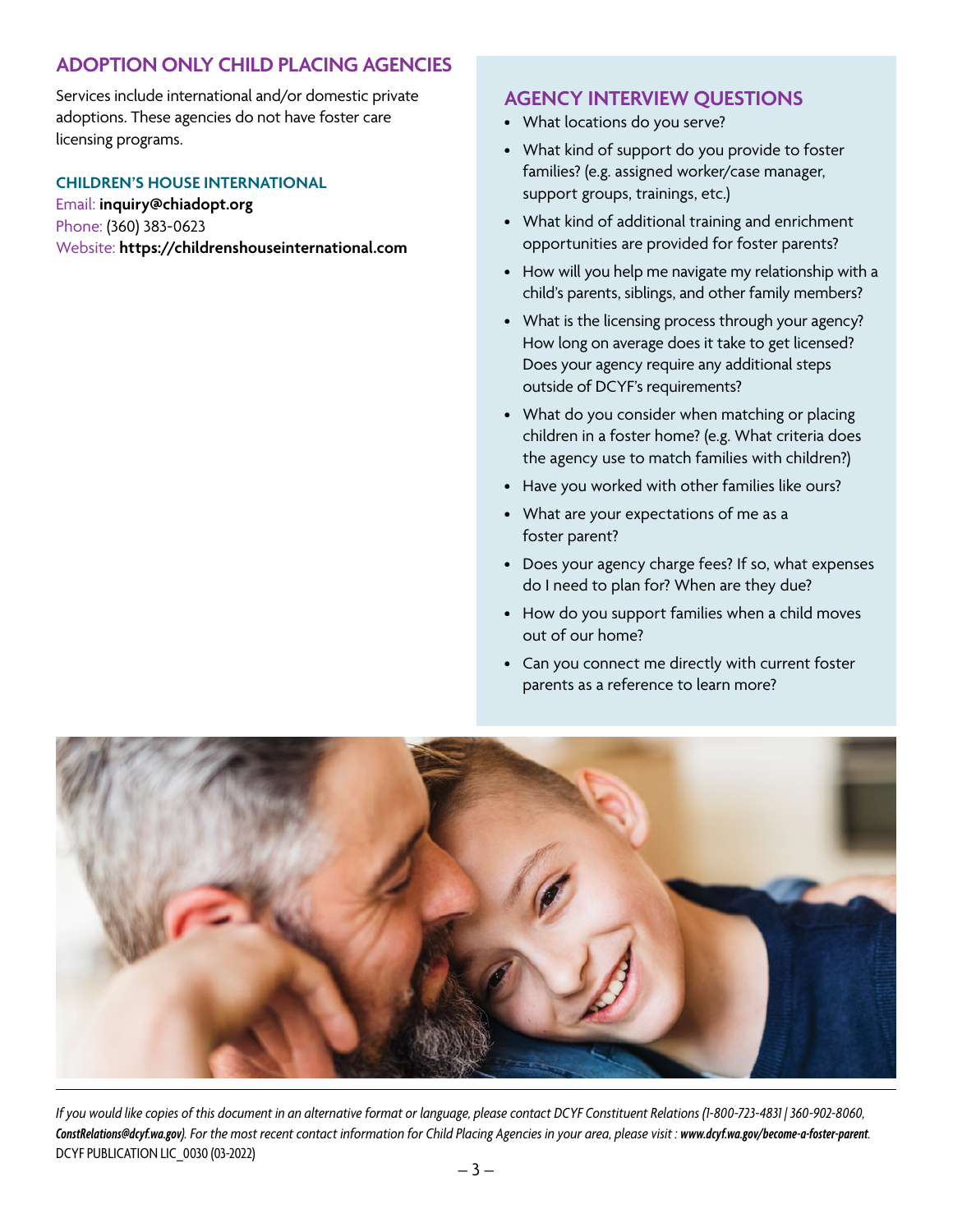## ADOPTION ONLY CHILD PLACING AGENCIES

Services include international and/or domestic private adoptions. These agencies do not have foster care licensing programs.

### CHILDREN'S HOUSE INTERNATIONAL

Email: **inquiry@chiadopt.org**
Phone: (360) 383-0623
Website: **https://childrenshouseinternational.com**

## AGENCY INTERVIEW QUESTIONS

- What locations do you serve?
- What kind of support do you provide to foster families? (e.g. assigned worker/case manager, support groups, trainings, etc.)
- What kind of additional training and enrichment opportunities are provided for foster parents?
- How will you help me navigate my relationship with a child's parents, siblings, and other family members?
- What is the licensing process through your agency? How long on average does it take to get licensed? Does your agency require any additional steps outside of DCYF's requirements?
- What do you consider when matching or placing children in a foster home? (e.g. What criteria does the agency use to match families with children?)
- Have you worked with other families like ours?
- What are your expectations of me as a foster parent?
- Does your agency charge fees? If so, what expenses do I need to plan for? When are they due?
- How do you support families when a child moves out of our home?
- Can you connect me directly with current foster parents as a reference to learn more?

*If you would like copies of this document in an alternative format or language, please contact DCYF Constituent Relations (1-800-723-4831 | 360-902-8060, **ConstRelations@dcyf.wa.gov**). For the most recent contact information for Child Placing Agencies in your area, please visit : **www.dcyf.wa.gov/become-a-foster-parent**.*

DCYF PUBLICATION LIC_0030 (03-2022)